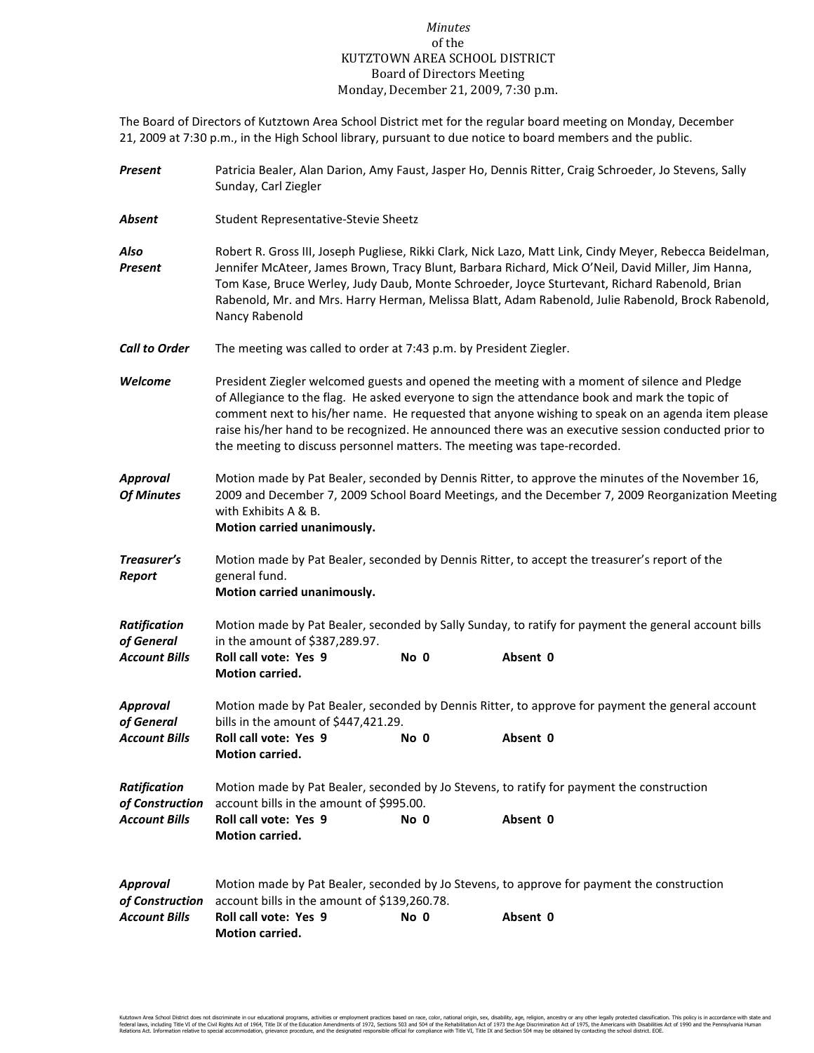*Minutes*
of the
KUTZTOWN AREA SCHOOL DISTRICT
Board of Directors Meeting
Monday, December 21, 2009, 7:30 p.m.

The Board of Directors of Kutztown Area School District met for the regular board meeting on Monday, December 21, 2009 at 7:30 p.m., in the High School library, pursuant to due notice to board members and the public.

***Present*** Patricia Bealer, Alan Darion, Amy Faust, Jasper Ho, Dennis Ritter, Craig Schroeder, Jo Stevens, Sally Sunday, Carl Ziegler

***Absent*** Student Representative-Stevie Sheetz

***Also Present*** Robert R. Gross III, Joseph Pugliese, Rikki Clark, Nick Lazo, Matt Link, Cindy Meyer, Rebecca Beidelman, Jennifer McAteer, James Brown, Tracy Blunt, Barbara Richard, Mick O'Neil, David Miller, Jim Hanna, Tom Kase, Bruce Werley, Judy Daub, Monte Schroeder, Joyce Sturtevant, Richard Rabenold, Brian Rabenold, Mr. and Mrs. Harry Herman, Melissa Blatt, Adam Rabenold, Julie Rabenold, Brock Rabenold, Nancy Rabenold

***Call to Order*** The meeting was called to order at 7:43 p.m. by President Ziegler.

***Welcome*** President Ziegler welcomed guests and opened the meeting with a moment of silence and Pledge of Allegiance to the flag. He asked everyone to sign the attendance book and mark the topic of comment next to his/her name. He requested that anyone wishing to speak on an agenda item please raise his/her hand to be recognized. He announced there was an executive session conducted prior to the meeting to discuss personnel matters. The meeting was tape-recorded.

***Approval Of Minutes*** Motion made by Pat Bealer, seconded by Dennis Ritter, to approve the minutes of the November 16, 2009 and December 7, 2009 School Board Meetings, and the December 7, 2009 Reorganization Meeting with Exhibits A & B.
**Motion carried unanimously.**

***Treasurer's Report*** Motion made by Pat Bealer, seconded by Dennis Ritter, to accept the treasurer's report of the general fund.
**Motion carried unanimously.**

***Ratification of General Account Bills*** Motion made by Pat Bealer, seconded by Sally Sunday, to ratify for payment the general account bills in the amount of $387,289.97.
**Roll call vote: Yes 9 No 0 Absent 0**
**Motion carried.**

***Approval of General Account Bills*** Motion made by Pat Bealer, seconded by Dennis Ritter, to approve for payment the general account bills in the amount of $447,421.29.
**Roll call vote: Yes 9 No 0 Absent 0**
**Motion carried.**

***Ratification of Construction Account Bills*** Motion made by Pat Bealer, seconded by Jo Stevens, to ratify for payment the construction account bills in the amount of $995.00.
**Roll call vote: Yes 9 No 0 Absent 0**
**Motion carried.**

***Approval of Construction Account Bills*** Motion made by Pat Bealer, seconded by Jo Stevens, to approve for payment the construction account bills in the amount of $139,260.78.
**Roll call vote: Yes 9 No 0 Absent 0**
**Motion carried.**

Kutztown Area School District does not discriminate in our educational programs, activities or employment practices based on race, color, national origin, sex, disability, age, religion, ancestry or any other legally protected classification. This policy is in accordance with state and federal laws, including Title VI of the Civil Rights Act of 1964, Title IX of the Education Amendments of 1972, Sections 503 and 504 of the Rehabilitation Act of 1973 the Age Discrimination Act of 1975, the Americans with Disabilities Act of 1990 and the Pennsylvania Human Relations Act. Information relative to special accommodation, grievance procedure, and the designated responsible official for compliance with Title VI, Title IX and Section 504 may be obtained by contacting the school district. EOE.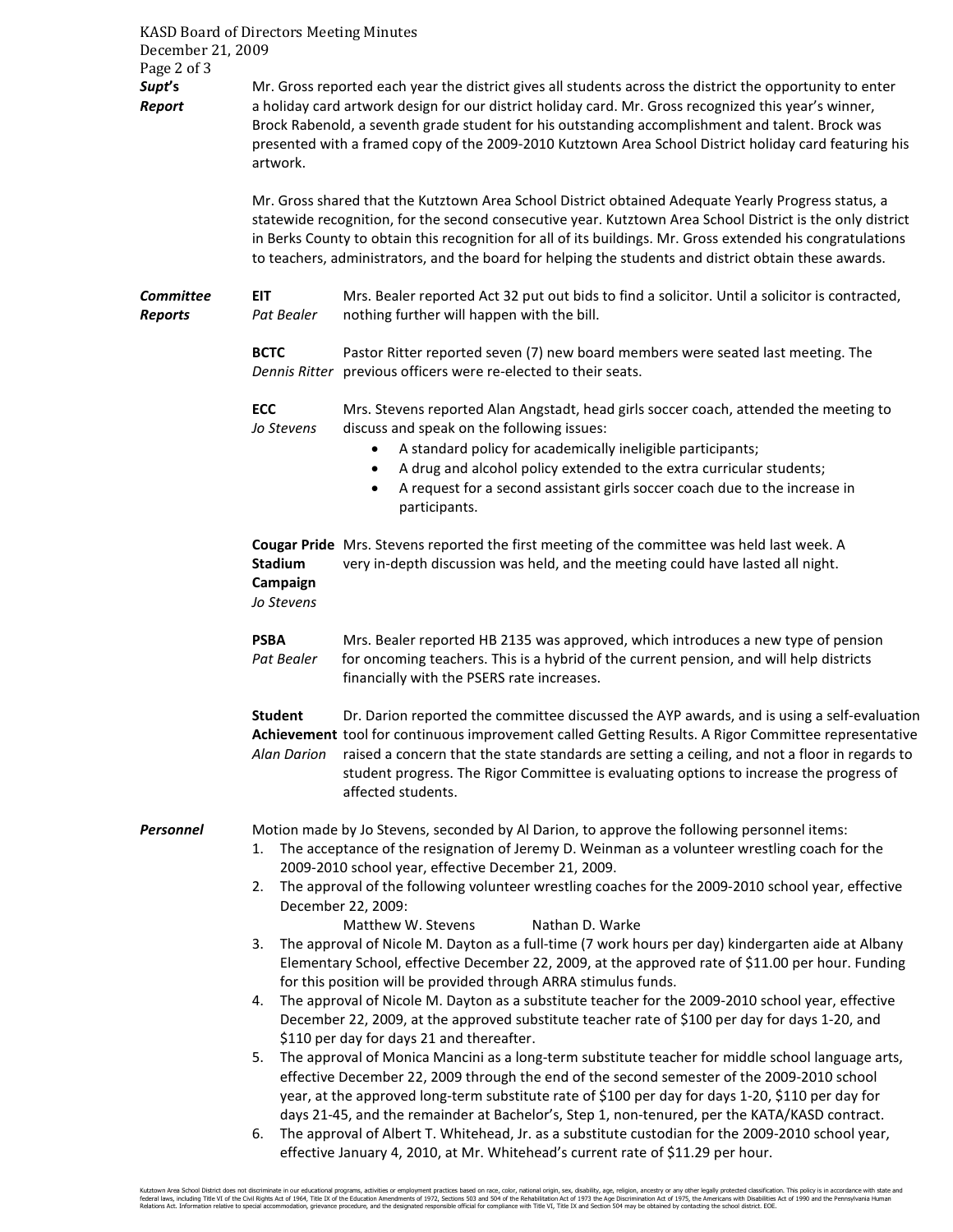***Supt's Report***

Mr. Gross reported each year the district gives all students across the district the opportunity to enter a holiday card artwork design for our district holiday card. Mr. Gross recognized this year's winner, Brock Rabenold, a seventh grade student for his outstanding accomplishment and talent. Brock was presented with a framed copy of the 2009-2010 Kutztown Area School District holiday card featuring his artwork.

Mr. Gross shared that the Kutztown Area School District obtained Adequate Yearly Progress status, a statewide recognition, for the second consecutive year. Kutztown Area School District is the only district in Berks County to obtain this recognition for all of its buildings. Mr. Gross extended his congratulations to teachers, administrators, and the board for helping the students and district obtain these awards.

***Committee Reports***

**EIT** *Pat Bealer*

Mrs. Bealer reported Act 32 put out bids to find a solicitor. Until a solicitor is contracted, nothing further will happen with the bill.

**BCTC** *Dennis Ritter*

Pastor Ritter reported seven (7) new board members were seated last meeting. The previous officers were re-elected to their seats.

**ECC** *Jo Stevens*

Mrs. Stevens reported Alan Angstadt, head girls soccer coach, attended the meeting to discuss and speak on the following issues:

- A standard policy for academically ineligible participants;
- A drug and alcohol policy extended to the extra curricular students;
- A request for a second assistant girls soccer coach due to the increase in participants.

**Cougar Pride Stadium Campaign** *Jo Stevens*

Mrs. Stevens reported the first meeting of the committee was held last week. A very in-depth discussion was held, and the meeting could have lasted all night.

**PSBA** *Pat Bealer*

Mrs. Bealer reported HB 2135 was approved, which introduces a new type of pension for oncoming teachers. This is a hybrid of the current pension, and will help districts financially with the PSERS rate increases.

**Student Achievement** *Alan Darion*

Dr. Darion reported the committee discussed the AYP awards, and is using a self-evaluation tool for continuous improvement called Getting Results. A Rigor Committee representative raised a concern that the state standards are setting a ceiling, and not a floor in regards to student progress. The Rigor Committee is evaluating options to increase the progress of affected students.

***Personnel***

Motion made by Jo Stevens, seconded by Al Darion, to approve the following personnel items:

1. The acceptance of the resignation of Jeremy D. Weinman as a volunteer wrestling coach for the 2009-2010 school year, effective December 21, 2009.
2. The approval of the following volunteer wrestling coaches for the 2009-2010 school year, effective December 22, 2009:
   Matthew W. Stevens          Nathan D. Warke
3. The approval of Nicole M. Dayton as a full-time (7 work hours per day) kindergarten aide at Albany Elementary School, effective December 22, 2009, at the approved rate of $11.00 per hour. Funding for this position will be provided through ARRA stimulus funds.
4. The approval of Nicole M. Dayton as a substitute teacher for the 2009-2010 school year, effective December 22, 2009, at the approved substitute teacher rate of $100 per day for days 1-20, and $110 per day for days 21 and thereafter.
5. The approval of Monica Mancini as a long-term substitute teacher for middle school language arts, effective December 22, 2009 through the end of the second semester of the 2009-2010 school year, at the approved long-term substitute rate of $100 per day for days 1-20, $110 per day for days 21-45, and the remainder at Bachelor's, Step 1, non-tenured, per the KATA/KASD contract.
6. The approval of Albert T. Whitehead, Jr. as a substitute custodian for the 2009-2010 school year, effective January 4, 2010, at Mr. Whitehead's current rate of $11.29 per hour.

Kutztown Area School District does not discriminate in our educational programs, activities or employment practices based on race, color, national origin, sex, disability, age, religion, ancestry or any other legally protected classification. This policy is in accordance with state and federal laws, including Title VI of the Civil Rights Act of 1964, Title IX of the Education Amendments of 1972, Sections 503 and 504 of the Rehabilitation Act of 1973 the Age Discrimination Act of 1975, the Americans with Disabilities Act of 1990 and the Pennsylvania Human Relations Act. Information relative to special accommodation, grievance procedure, and the designated responsible official for compliance with Title VI, Title IX and Section 504 may be obtained by contacting the school district. EOE.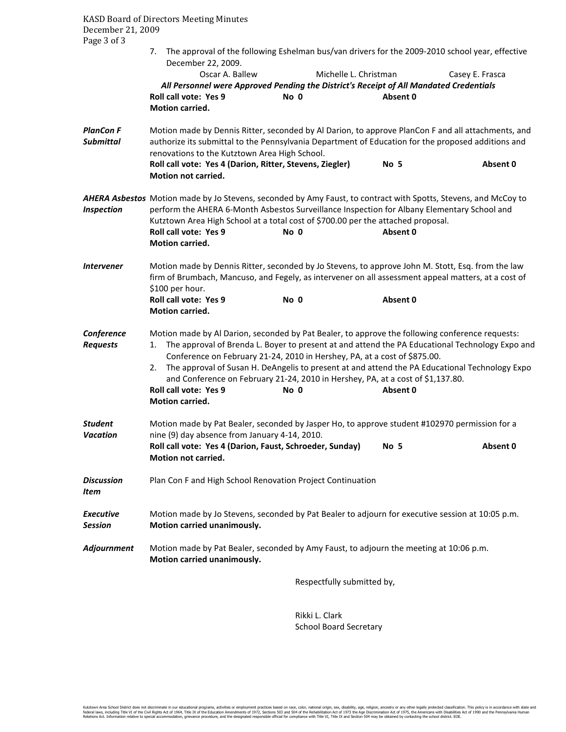7. The approval of the following Eshelman bus/van drivers for the 2009-2010 school year, effective December 22, 2009.

Oscar A. Ballew    Michelle L. Christman    Casey E. Frasca

***All Personnel were Approved Pending the District's Receipt of All Mandated Credentials***

**Roll call vote: Yes 9    No 0    Absent 0**

**Motion carried.**

***PlanCon F Submittal***

Motion made by Dennis Ritter, seconded by Al Darion, to approve PlanCon F and all attachments, and authorize its submittal to the Pennsylvania Department of Education for the proposed additions and renovations to the Kutztown Area High School.

**Roll call vote: Yes 4 (Darion, Ritter, Stevens, Ziegler)    No 5    Absent 0**

**Motion not carried.**

***AHERA Asbestos Inspection***

Motion made by Jo Stevens, seconded by Amy Faust, to contract with Spotts, Stevens, and McCoy to perform the AHERA 6-Month Asbestos Surveillance Inspection for Albany Elementary School and Kutztown Area High School at a total cost of $700.00 per the attached proposal.

**Roll call vote: Yes 9    No 0    Absent 0**

**Motion carried.**

***Intervener***

Motion made by Dennis Ritter, seconded by Jo Stevens, to approve John M. Stott, Esq. from the law firm of Brumbach, Mancuso, and Fegely, as intervener on all assessment appeal matters, at a cost of $100 per hour.

**Roll call vote: Yes 9    No 0    Absent 0**

**Motion carried.**

***Conference Requests***

Motion made by Al Darion, seconded by Pat Bealer, to approve the following conference requests:

1. The approval of Brenda L. Boyer to present at and attend the PA Educational Technology Expo and Conference on February 21-24, 2010 in Hershey, PA, at a cost of $875.00.
2. The approval of Susan H. DeAngelis to present at and attend the PA Educational Technology Expo and Conference on February 21-24, 2010 in Hershey, PA, at a cost of $1,137.80.

**Roll call vote: Yes 9    No 0    Absent 0**

**Motion carried.**

***Student Vacation***

Motion made by Pat Bealer, seconded by Jasper Ho, to approve student #102970 permission for a nine (9) day absence from January 4-14, 2010.

**Roll call vote: Yes 4 (Darion, Faust, Schroeder, Sunday)    No 5    Absent 0**

**Motion not carried.**

***Discussion Item***

Plan Con F and High School Renovation Project Continuation

***Executive Session***

Motion made by Jo Stevens, seconded by Pat Bealer to adjourn for executive session at 10:05 p.m.

**Motion carried unanimously.**

***Adjournment***

Motion made by Pat Bealer, seconded by Amy Faust, to adjourn the meeting at 10:06 p.m.

**Motion carried unanimously.**

Respectfully submitted by,

Rikki L. Clark
School Board Secretary

Kutztown Area School District does not discriminate in our educational programs, activities or employment practices based on race, color, national origin, sex, disability, age, religion, ancestry or any other legally protected classification. This policy is in accordance with state and federal laws, including Title VI of the Civil Rights Act of 1964, Title IX of the Education Amendments of 1972, Sections 503 and 504 of the Rehabilitation Act of 1973 the Age Discrimination Act of 1975, the Americans with Disabilities Act of 1990 and the Pennsylvania Human Relations Act. Information relative to special accommodation, grievance procedure, and the designated responsible official for compliance with Title VI, Title IX and Section 504 may be obtained by contacting the school district. EOE.